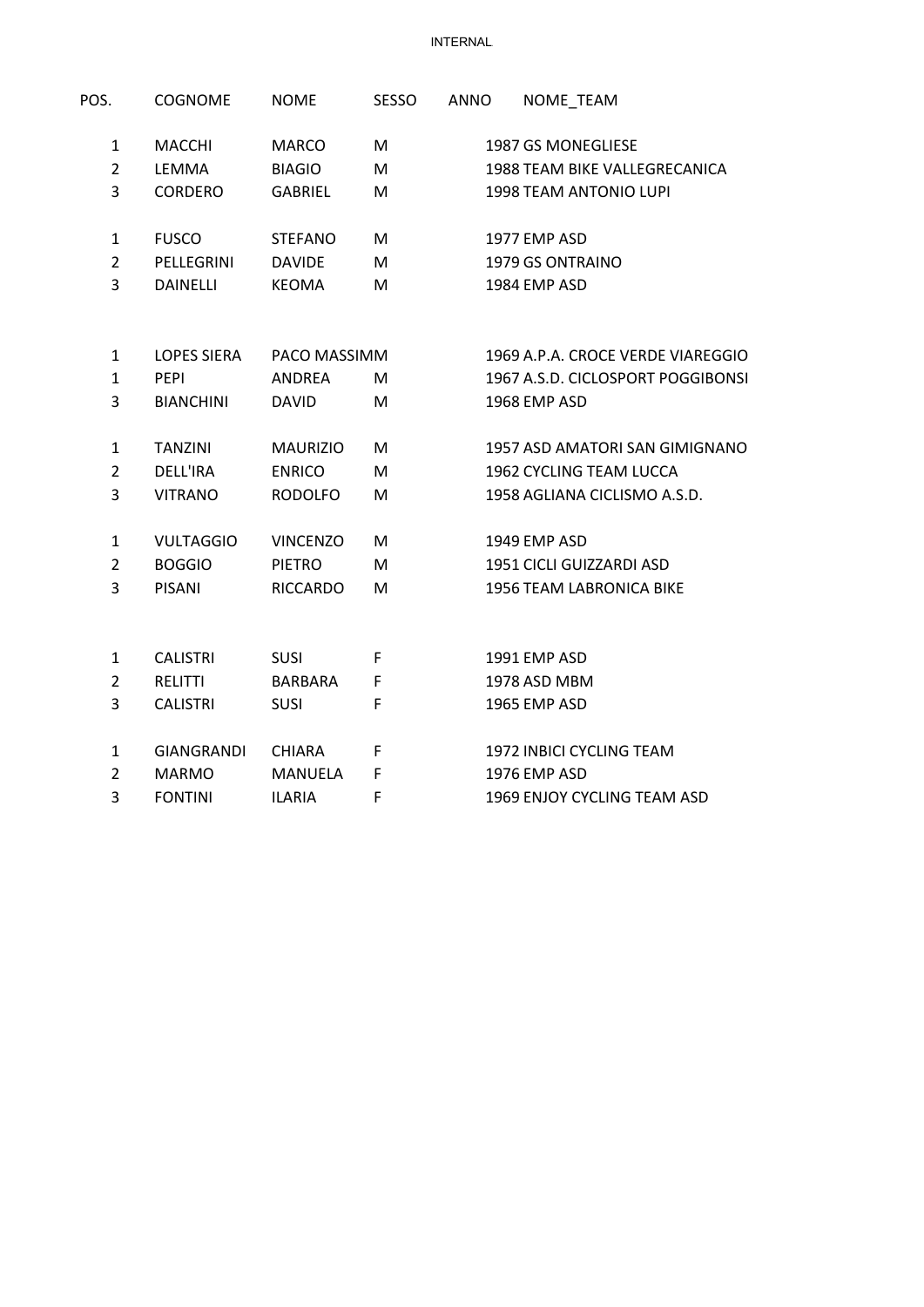| POS. | COGNOME | NOME | SESSO | ANNO | NOME_TEAM |
|---|---|---|---|---|---|
| 1 | MACCHI | MARCO | M | 1987 | GS MONEGLIESE |
| 2 | LEMMA | BIAGIO | M | 1988 | TEAM BIKE VALLEGRECANICA |
| 3 | CORDERO | GABRIEL | M | 1998 | TEAM ANTONIO LUPI |
| | | | | | |
| 1 | FUSCO | STEFANO | M | 1977 | EMP ASD |
| 2 | PELLEGRINI | DAVIDE | M | 1979 | GS ONTRAINO |
| 3 | DAINELLI | KEOMA | M | 1984 | EMP ASD |
| | | | | | |
| 1 | LOPES SIERA | PACO MASSIMM | | 1969 | A.P.A. CROCE VERDE VIAREGGIO |
| 1 | PEPI | ANDREA | M | 1967 | A.S.D. CICLOSPORT POGGIBONSI |
| 3 | BIANCHINI | DAVID | M | 1968 | EMP ASD |
| | | | | | |
| 1 | TANZINI | MAURIZIO | M | 1957 | ASD AMATORI SAN GIMIGNANO |
| 2 | DELL'IRA | ENRICO | M | 1962 | CYCLING TEAM LUCCA |
| 3 | VITRANO | RODOLFO | M | 1958 | AGLIANA CICLISMO A.S.D. |
| | | | | | |
| 1 | VULTAGGIO | VINCENZO | M | 1949 | EMP ASD |
| 2 | BOGGIO | PIETRO | M | 1951 | CICLI GUIZZARDI ASD |
| 3 | PISANI | RICCARDO | M | 1956 | TEAM LABRONICA BIKE |
| | | | | | |
| 1 | CALISTRI | SUSI | F | 1991 | EMP ASD |
| 2 | RELITTI | BARBARA | F | 1978 | ASD MBM |
| 3 | CALISTRI | SUSI | F | 1965 | EMP ASD |
| | | | | | |
| 1 | GIANGRANDI | CHIARA | F | 1972 | INBICI CYCLING TEAM |
| 2 | MARMO | MANUELA | F | 1976 | EMP ASD |
| 3 | FONTINI | ILARIA | F | 1969 | ENJOY CYCLING TEAM ASD |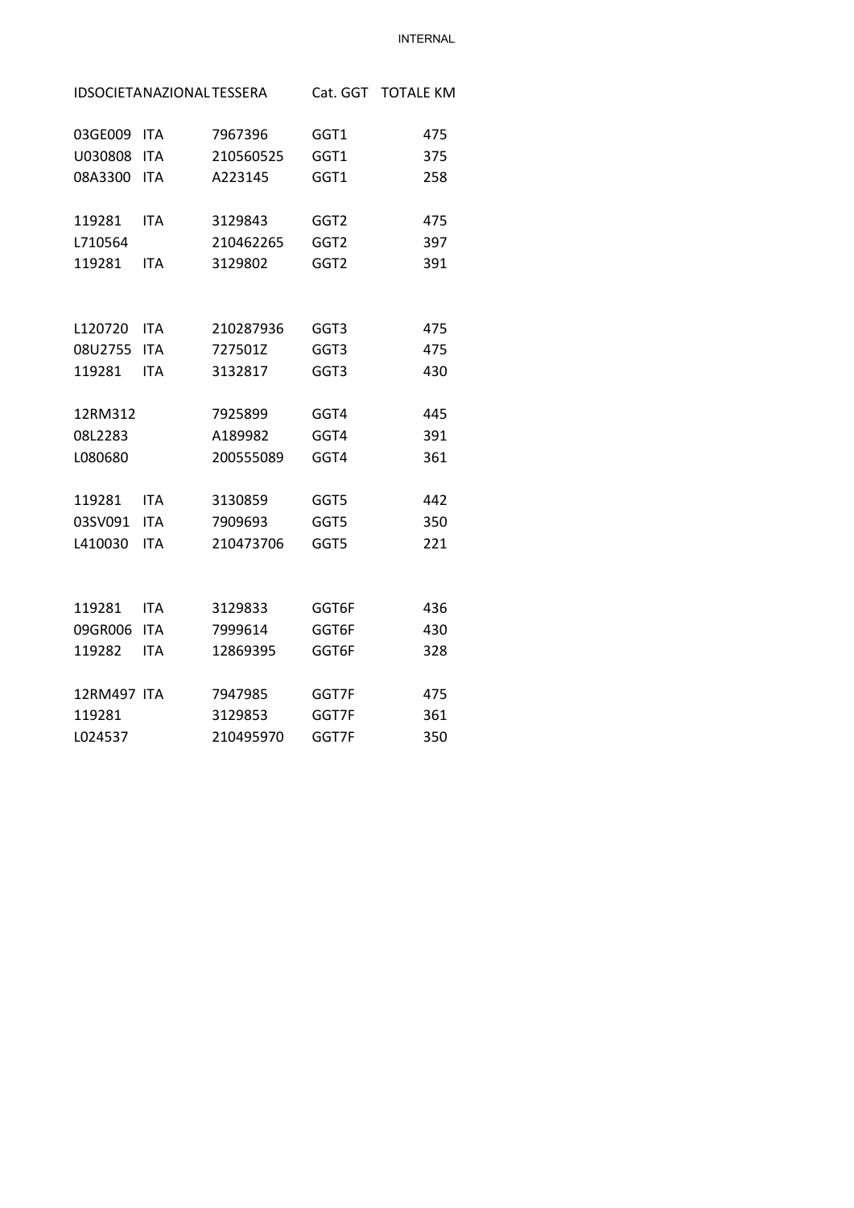| IDSOCIETA | NAZIONAL | TESSERA | Cat. GGT | TOTALE KM |
|---|---|---|---|---|
| 03GE009 | ITA | 7967396 | GGT1 | 475 |
| U030808 | ITA | 210560525 | GGT1 | 375 |
| 08A3300 | ITA | A223145 | GGT1 | 258 |
| | | | | |
| 119281 | ITA | 3129843 | GGT2 | 475 |
| L710564 | | 210462265 | GGT2 | 397 |
| 119281 | ITA | 3129802 | GGT2 | 391 |
| | | | | |
| L120720 | ITA | 210287936 | GGT3 | 475 |
| 08U2755 | ITA | 727501Z | GGT3 | 475 |
| 119281 | ITA | 3132817 | GGT3 | 430 |
| | | | | |
| 12RM312 | | 7925899 | GGT4 | 445 |
| 08L2283 | | A189982 | GGT4 | 391 |
| L080680 | | 200555089 | GGT4 | 361 |
| | | | | |
| 119281 | ITA | 3130859 | GGT5 | 442 |
| 03SV091 | ITA | 7909693 | GGT5 | 350 |
| L410030 | ITA | 210473706 | GGT5 | 221 |
| | | | | |
| 119281 | ITA | 3129833 | GGT6F | 436 |
| 09GR006 | ITA | 7999614 | GGT6F | 430 |
| 119282 | ITA | 12869395 | GGT6F | 328 |
| | | | | |
| 12RM497 | ITA | 7947985 | GGT7F | 475 |
| 119281 | | 3129853 | GGT7F | 361 |
| L024537 | | 210495970 | GGT7F | 350 |